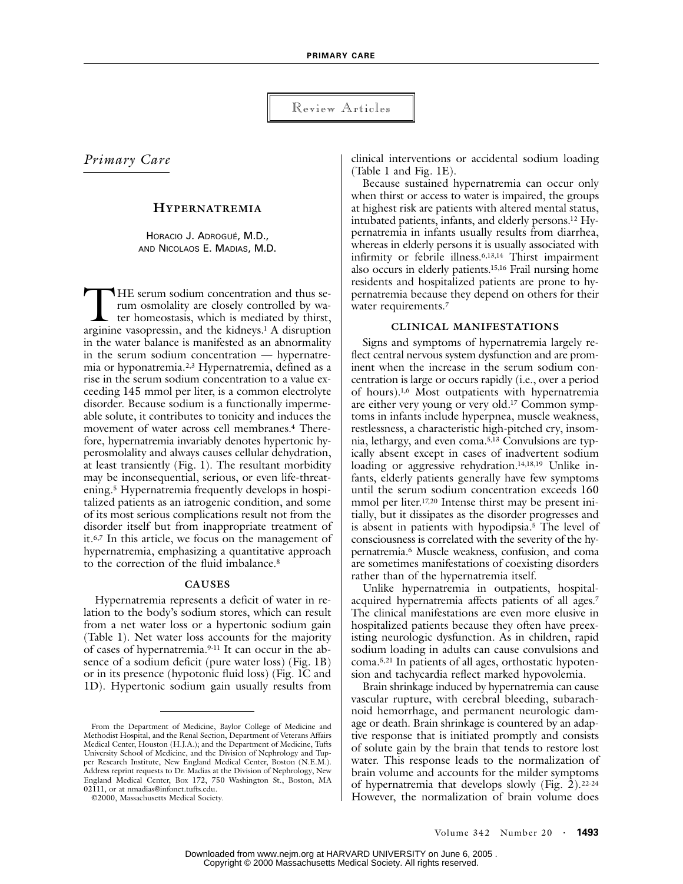Review Articles

*Primary Care*

# HYPERNATREMIA

HORACIO J. ADROGUÉ, M.D., AND NICOLAOS E. MADIAS, M.D.

THE serum sodium concentration and thus serum osmolality are closely controlled by water homeostasis, which is mediated by thirst, arginine vasopressin, and the kidneys.[1] A disruption in the water balance is manifested as an abnormality in the serum sodium concentration — hypernatremia or hyponatremia.[2,3] Hypernatremia, defined as a rise in the serum sodium concentration to a value exceeding 145 mmol per liter, is a common electrolyte disorder. Because sodium is a functionally impermeable solute, it contributes to tonicity and induces the movement of water across cell membranes.[4] Therefore, hypernatremia invariably denotes hypertonic hyperosmolality and always causes cellular dehydration, at least transiently (Fig. 1). The resultant morbidity may be inconsequential, serious, or even life-threatening.[5] Hypernatremia frequently develops in hospitalized patients as an iatrogenic condition, and some of its most serious complications result not from the disorder itself but from inappropriate treatment of it.[6,7] In this article, we focus on the management of hypernatremia, emphasizing a quantitative approach to the correction of the fluid imbalance.[8]

## CAUSES

Hypernatremia represents a deficit of water in relation to the body's sodium stores, which can result from a net water loss or a hypertonic sodium gain (Table 1). Net water loss accounts for the majority of cases of hypernatremia.[9-11] It can occur in the absence of a sodium deficit (pure water loss) (Fig. 1B) or in its presence (hypotonic fluid loss) (Fig. 1C and 1D). Hypertonic sodium gain usually results from clinical interventions or accidental sodium loading (Table 1 and Fig. 1E).

Because sustained hypernatremia can occur only when thirst or access to water is impaired, the groups at highest risk are patients with altered mental status, intubated patients, infants, and elderly persons.[12] Hypernatremia in infants usually results from diarrhea, whereas in elderly persons it is usually associated with infirmity or febrile illness.[6,13,14] Thirst impairment also occurs in elderly patients.[15,16] Frail nursing home residents and hospitalized patients are prone to hypernatremia because they depend on others for their water requirements.[7]

## CLINICAL MANIFESTATIONS

Signs and symptoms of hypernatremia largely reflect central nervous system dysfunction and are prominent when the increase in the serum sodium concentration is large or occurs rapidly (i.e., over a period of hours).[1,6] Most outpatients with hypernatremia are either very young or very old.[17] Common symptoms in infants include hyperpnea, muscle weakness, restlessness, a characteristic high-pitched cry, insomnia, lethargy, and even coma.[5,13] Convulsions are typically absent except in cases of inadvertent sodium loading or aggressive rehydration.[14,18,19] Unlike infants, elderly patients generally have few symptoms until the serum sodium concentration exceeds 160 mmol per liter.[17,20] Intense thirst may be present initially, but it dissipates as the disorder progresses and is absent in patients with hypodipsia.[5] The level of consciousness is correlated with the severity of the hypernatremia.[6] Muscle weakness, confusion, and coma are sometimes manifestations of coexisting disorders rather than of the hypernatremia itself.

Unlike hypernatremia in outpatients, hospital-acquired hypernatremia affects patients of all ages.[7] The clinical manifestations are even more elusive in hospitalized patients because they often have preexisting neurologic dysfunction. As in children, rapid sodium loading in adults can cause convulsions and coma.[5,21] In patients of all ages, orthostatic hypotension and tachycardia reflect marked hypovolemia.

Brain shrinkage induced by hypernatremia can cause vascular rupture, with cerebral bleeding, subarachnoid hemorrhage, and permanent neurologic damage or death. Brain shrinkage is countered by an adaptive response that is initiated promptly and consists of solute gain by the brain that tends to restore lost water. This response leads to the normalization of brain volume and accounts for the milder symptoms of hypernatremia that develops slowly (Fig. 2).[22-24] However, the normalization of brain volume does

From the Department of Medicine, Baylor College of Medicine and Methodist Hospital, and the Renal Section, Department of Veterans Affairs Medical Center, Houston (H.J.A.); and the Department of Medicine, Tufts University School of Medicine, and the Division of Nephrology and Tupper Research Institute, New England Medical Center, Boston (N.E.M.). Address reprint requests to Dr. Madias at the Division of Nephrology, New England Medical Center, Box 172, 750 Washington St., Boston, MA 02111, or at nmadias@infonet.tufts.edu.

©2000, Massachusetts Medical Society.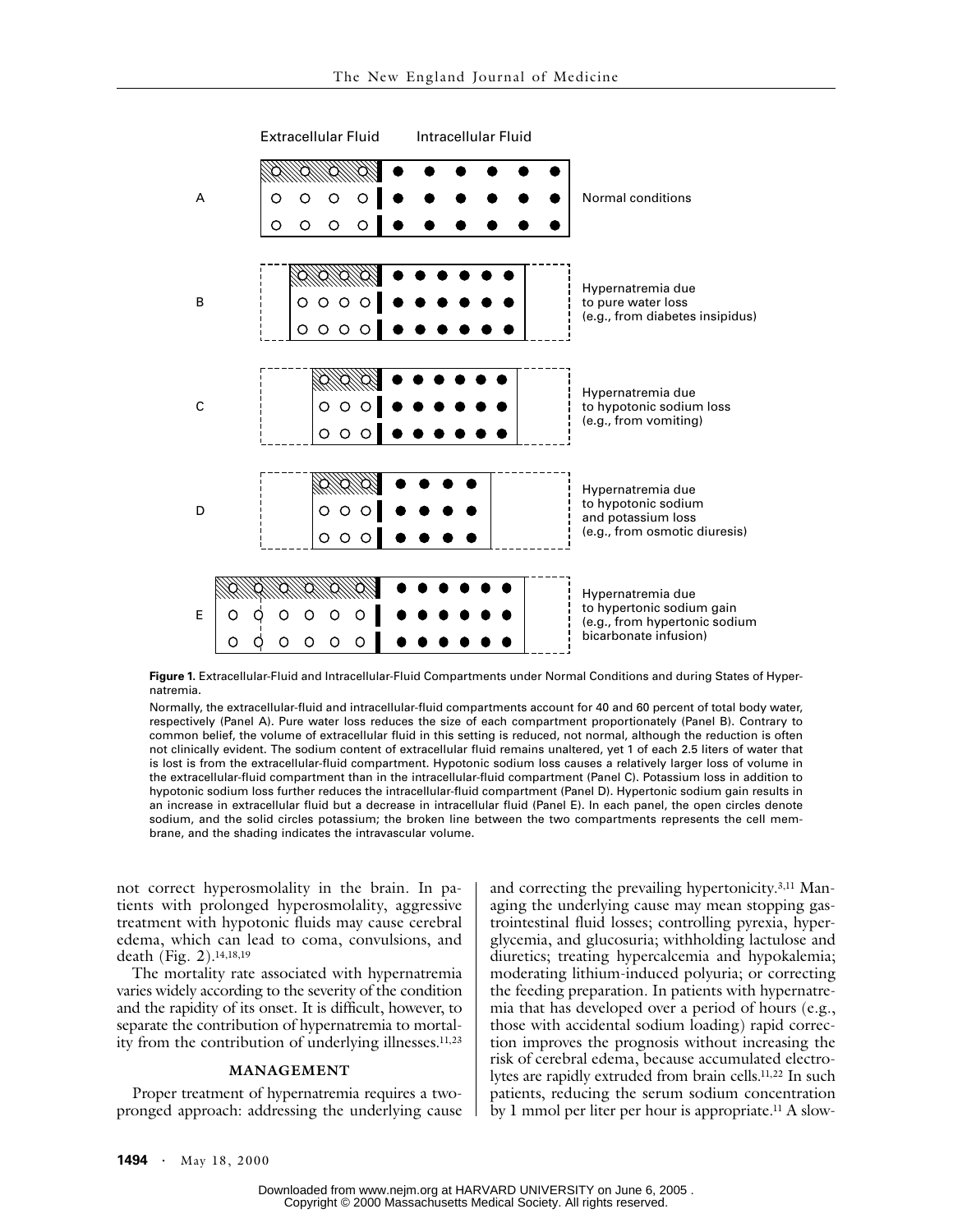Extracellular Fluid

Intracellular Fluid

A

Normal conditions

B

Hypernatremia due to pure water loss (e.g., from diabetes insipidus)

C

Hypernatremia due to hypotonic sodium loss (e.g., from vomiting)

D

Hypernatremia due to hypotonic sodium and potassium loss (e.g., from osmotic diuresis)

E

Hypernatremia due to hypertonic sodium gain (e.g., from hypertonic sodium bicarbonate infusion)

**Figure 1.** Extracellular-Fluid and Intracellular-Fluid Compartments under Normal Conditions and during States of Hypernatremia.

Normally, the extracellular-fluid and intracellular-fluid compartments account for 40 and 60 percent of total body water, respectively (Panel A). Pure water loss reduces the size of each compartment proportionately (Panel B). Contrary to common belief, the volume of extracellular fluid in this setting is reduced, not normal, although the reduction is often not clinically evident. The sodium content of extracellular fluid remains unaltered, yet 1 of each 2.5 liters of water that is lost is from the extracellular-fluid compartment. Hypotonic sodium loss causes a relatively larger loss of volume in the extracellular-fluid compartment than in the intracellular-fluid compartment (Panel C). Potassium loss in addition to hypotonic sodium loss further reduces the intracellular-fluid compartment (Panel D). Hypertonic sodium gain results in an increase in extracellular fluid but a decrease in intracellular fluid (Panel E). In each panel, the open circles denote sodium, and the solid circles potassium; the broken line between the two compartments represents the cell membrane, and the shading indicates the intravascular volume.

not correct hyperosmolality in the brain. In patients with prolonged hyperosmolality, aggressive treatment with hypotonic fluids may cause cerebral edema, which can lead to coma, convulsions, and death (Fig. 2).[14,18,19]

The mortality rate associated with hypernatremia varies widely according to the severity of the condition and the rapidity of its onset. It is difficult, however, to separate the contribution of hypernatremia to mortality from the contribution of underlying illnesses.[11,23]

## MANAGEMENT

Proper treatment of hypernatremia requires a two-pronged approach: addressing the underlying cause and correcting the prevailing hypertonicity.[3,11] Managing the underlying cause may mean stopping gastrointestinal fluid losses; controlling pyrexia, hyperglycemia, and glucosuria; withholding lactulose and diuretics; treating hypercalcemia and hypokalemia; moderating lithium-induced polyuria; or correcting the feeding preparation. In patients with hypernatremia that has developed over a period of hours (e.g., those with accidental sodium loading) rapid correction improves the prognosis without increasing the risk of cerebral edema, because accumulated electrolytes are rapidly extruded from brain cells.[11,22] In such patients, reducing the serum sodium concentration by 1 mmol per liter per hour is appropriate.[11] A slow-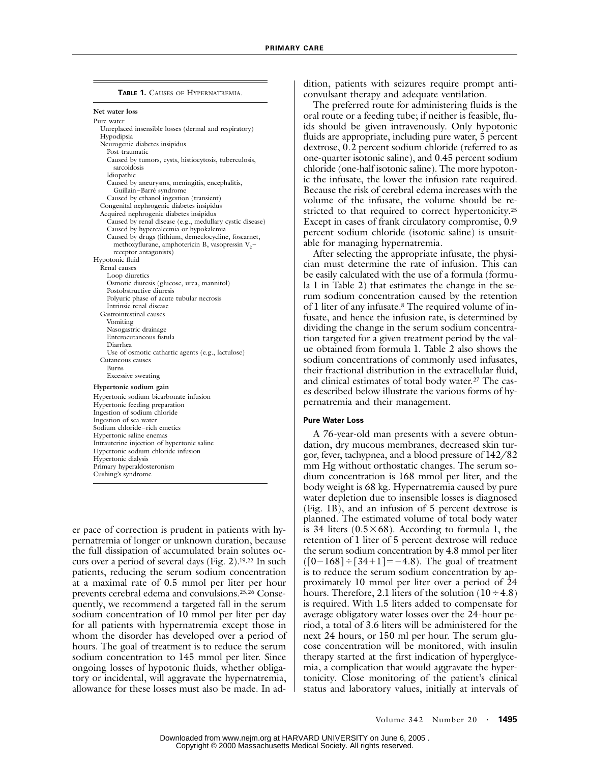**Table 1.** Causes of Hypernatremia.

| |
|---|
| **Net water loss** |
| Pure water |
| Unreplaced insensible losses (dermal and respiratory) |
| Hypodipsia |
| Neurogenic diabetes insipidus |
| Post-traumatic |
| Caused by tumors, cysts, histiocytosis, tuberculosis, sarcoidosis |
| Idiopathic |
| Caused by aneurysms, meningitis, encephalitis, Guillain–Barré syndrome |
| Caused by ethanol ingestion (transient) |
| Congenital nephrogenic diabetes insipidus |
| Acquired nephrogenic diabetes insipidus |
| Caused by renal disease (e.g., medullary cystic disease) |
| Caused by hypercalcemia or hypokalemia |
| Caused by drugs (lithium, demeclocycline, foscarnet, methoxyflurane, amphotericin B, vasopressin $V_2$-receptor antagonists) |
| Hypotonic fluid |
| Renal causes |
| Loop diuretics |
| Osmotic diuresis (glucose, urea, mannitol) |
| Postobstructive diuresis |
| Polyuric phase of acute tubular necrosis |
| Intrinsic renal disease |
| Gastrointestinal causes |
| Vomiting |
| Nasogastric drainage |
| Enterocutaneous fistula |
| Diarrhea |
| Use of osmotic cathartic agents (e.g., lactulose) |
| Cutaneous causes |
| Burns |
| Excessive sweating |
| **Hypertonic sodium gain** |
| Hypertonic sodium bicarbonate infusion |
| Hypertonic feeding preparation |
| Ingestion of sodium chloride |
| Ingestion of sea water |
| Sodium chloride–rich emetics |
| Hypertonic saline enemas |
| Intrauterine injection of hypertonic saline |
| Hypertonic sodium chloride infusion |
| Hypertonic dialysis |
| Primary hyperaldosteronism |
| Cushing's syndrome |

er pace of correction is prudent in patients with hypernatremia of longer or unknown duration, because the full dissipation of accumulated brain solutes occurs over a period of several days (Fig. 2).[19,22] In such patients, reducing the serum sodium concentration at a maximal rate of 0.5 mmol per liter per hour prevents cerebral edema and convulsions.[25,26] Consequently, we recommend a targeted fall in the serum sodium concentration of 10 mmol per liter per day for all patients with hypernatremia except those in whom the disorder has developed over a period of hours. The goal of treatment is to reduce the serum sodium concentration to 145 mmol per liter. Since ongoing losses of hypotonic fluids, whether obligatory or incidental, will aggravate the hypernatremia, allowance for these losses must also be made. In addition, patients with seizures require prompt anticonvulsant therapy and adequate ventilation.

The preferred route for administering fluids is the oral route or a feeding tube; if neither is feasible, fluids should be given intravenously. Only hypotonic fluids are appropriate, including pure water, 5 percent dextrose, 0.2 percent sodium chloride (referred to as one-quarter isotonic saline), and 0.45 percent sodium chloride (one-half isotonic saline). The more hypotonic the infusate, the lower the infusion rate required. Because the risk of cerebral edema increases with the volume of the infusate, the volume should be restricted to that required to correct hypertonicity.[25] Except in cases of frank circulatory compromise, 0.9 percent sodium chloride (isotonic saline) is unsuitable for managing hypernatremia.

After selecting the appropriate infusate, the physician must determine the rate of infusion. This can be easily calculated with the use of a formula (formula 1 in Table 2) that estimates the change in the serum sodium concentration caused by the retention of 1 liter of any infusate.[8] The required volume of infusate, and hence the infusion rate, is determined by dividing the change in the serum sodium concentration targeted for a given treatment period by the value obtained from formula 1. Table 2 also shows the sodium concentrations of commonly used infusates, their fractional distribution in the extracellular fluid, and clinical estimates of total body water.[27] The cases described below illustrate the various forms of hypernatremia and their management.

#### Pure Water Loss

A 76-year-old man presents with a severe obtundation, dry mucous membranes, decreased skin turgor, fever, tachypnea, and a blood pressure of 142/82 mm Hg without orthostatic changes. The serum sodium concentration is 168 mmol per liter, and the body weight is 68 kg. Hypernatremia caused by pure water depletion due to insensible losses is diagnosed (Fig. 1B), and an infusion of 5 percent dextrose is planned. The estimated volume of total body water is 34 liters ($0.5 \times 68$). According to formula 1, the retention of 1 liter of 5 percent dextrose will reduce the serum sodium concentration by 4.8 mmol per liter ($[0-168] \div [34+1] = -4.8$). The goal of treatment is to reduce the serum sodium concentration by approximately 10 mmol per liter over a period of 24 hours. Therefore, 2.1 liters of the solution ($10 \div 4.8$) is required. With 1.5 liters added to compensate for average obligatory water losses over the 24-hour period, a total of 3.6 liters will be administered for the next 24 hours, or 150 ml per hour. The serum glucose concentration will be monitored, with insulin therapy started at the first indication of hyperglycemia, a complication that would aggravate the hypertonicity. Close monitoring of the patient's clinical status and laboratory values, initially at intervals of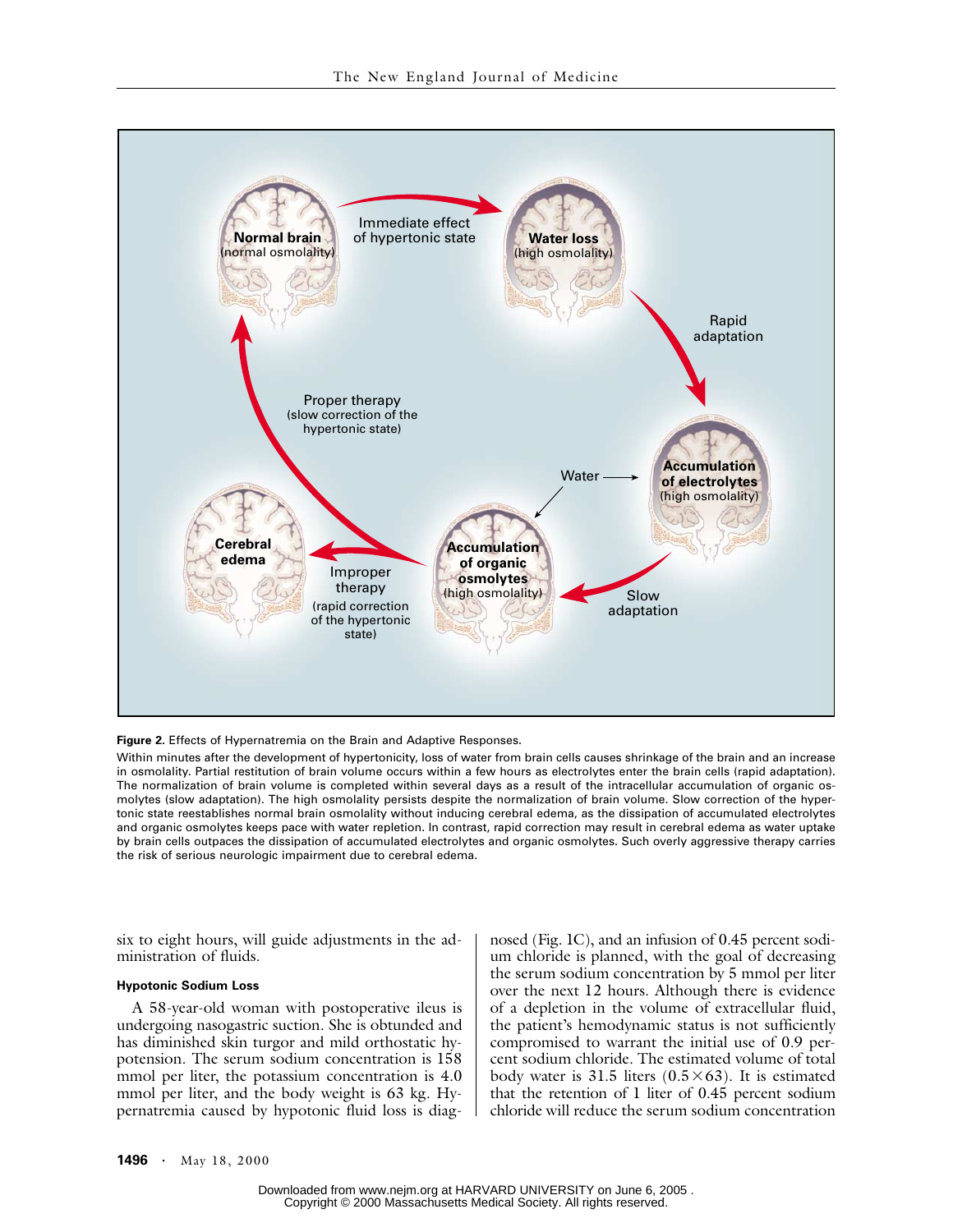**Figure 2.** Effects of Hypernatremia on the Brain and Adaptive Responses.

Within minutes after the development of hypertonicity, loss of water from brain cells causes shrinkage of the brain and an increase in osmolality. Partial restitution of brain volume occurs within a few hours as electrolytes enter the brain cells (rapid adaptation). The normalization of brain volume is completed within several days as a result of the intracellular accumulation of organic osmolytes (slow adaptation). The high osmolality persists despite the normalization of brain volume. Slow correction of the hypertonic state reestablishes normal brain osmolality without inducing cerebral edema, as the dissipation of accumulated electrolytes and organic osmolytes keeps pace with water repletion. In contrast, rapid correction may result in cerebral edema as water uptake by brain cells outpaces the dissipation of accumulated electrolytes and organic osmolytes. Such overly aggressive therapy carries the risk of serious neurologic impairment due to cerebral edema.

six to eight hours, will guide adjustments in the administration of fluids.

#### Hypotonic Sodium Loss

A 58-year-old woman with postoperative ileus is undergoing nasogastric suction. She is obtunded and has diminished skin turgor and mild orthostatic hypotension. The serum sodium concentration is 158 mmol per liter, the potassium concentration is 4.0 mmol per liter, and the body weight is 63 kg. Hypernatremia caused by hypotonic fluid loss is diagnosed (Fig. 1C), and an infusion of 0.45 percent sodium chloride is planned, with the goal of decreasing the serum sodium concentration by 5 mmol per liter over the next 12 hours. Although there is evidence of a depletion in the volume of extracellular fluid, the patient's hemodynamic status is not sufficiently compromised to warrant the initial use of 0.9 percent sodium chloride. The estimated volume of total body water is 31.5 liters ($0.5 \times 63$). It is estimated that the retention of 1 liter of 0.45 percent sodium chloride will reduce the serum sodium concentration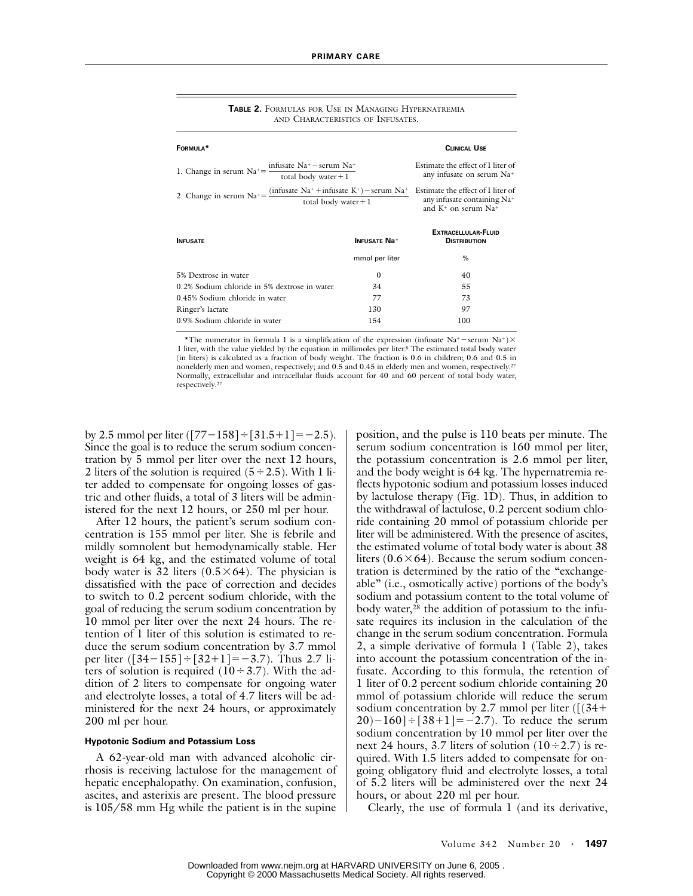**TABLE 2.** FORMULAS FOR USE IN MANAGING HYPERNATREMIA AND CHARACTERISTICS OF INFUSATES.

| FORMULA* | CLINICAL USE |
|---|---|
| 1. Change in serum $Na^+ = \dfrac{\text{infusate } Na^+ - \text{serum } Na^+}{\text{total body water} + 1}$ | Estimate the effect of 1 liter of any infusate on serum $Na^+$ |
| 2. Change in serum $Na^+ = \dfrac{(\text{infusate } Na^+ + \text{infusate } K^+) - \text{serum } Na^+}{\text{total body water} + 1}$ | Estimate the effect of 1 liter of any infusate containing $Na^+$ and $K^+$ on serum $Na^+$ |

| INFUSATE | INFUSATE $Na^+$ | EXTRACELLULAR-FLUID DISTRIBUTION |
|---|---|---|
| | mmol per liter | % |
| 5% Dextrose in water | 0 | 40 |
| 0.2% Sodium chloride in 5% dextrose in water | 34 | 55 |
| 0.45% Sodium chloride in water | 77 | 73 |
| Ringer's lactate | 130 | 97 |
| 0.9% Sodium chloride in water | 154 | 100 |

*The numerator in formula 1 is a simplification of the expression (infusate $Na^+$ − serum $Na^+$) × 1 liter, with the value yielded by the equation in millimoles per liter.[8] The estimated total body water (in liters) is calculated as a fraction of body weight. The fraction is 0.6 in children; 0.6 and 0.5 in nonelderly men and women, respectively; and 0.5 and 0.45 in elderly men and women, respectively.[27] Normally, extracellular and intracellular fluids account for 40 and 60 percent of total body water, respectively.[27]

by 2.5 mmol per liter ([77−158]÷[31.5+1]=−2.5). Since the goal is to reduce the serum sodium concentration by 5 mmol per liter over the next 12 hours, 2 liters of the solution is required (5÷2.5). With 1 liter added to compensate for ongoing losses of gastric and other fluids, a total of 3 liters will be administered for the next 12 hours, or 250 ml per hour.

After 12 hours, the patient's serum sodium concentration is 155 mmol per liter. She is febrile and mildly somnolent but hemodynamically stable. Her weight is 64 kg, and the estimated volume of total body water is 32 liters (0.5×64). The physician is dissatisfied with the pace of correction and decides to switch to 0.2 percent sodium chloride, with the goal of reducing the serum sodium concentration by 10 mmol per liter over the next 24 hours. The retention of 1 liter of this solution is estimated to reduce the serum sodium concentration by 3.7 mmol per liter ([34−155]÷[32+1]=−3.7). Thus 2.7 liters of solution is required (10÷3.7). With the addition of 2 liters to compensate for ongoing water and electrolyte losses, a total of 4.7 liters will be administered for the next 24 hours, or approximately 200 ml per hour.

#### Hypotonic Sodium and Potassium Loss

A 62-year-old man with advanced alcoholic cirrhosis is receiving lactulose for the management of hepatic encephalopathy. On examination, confusion, ascites, and asterixis are present. The blood pressure is 105/58 mm Hg while the patient is in the supine position, and the pulse is 110 beats per minute. The serum sodium concentration is 160 mmol per liter, the potassium concentration is 2.6 mmol per liter, and the body weight is 64 kg. The hypernatremia reflects hypotonic sodium and potassium losses induced by lactulose therapy (Fig. 1D). Thus, in addition to the withdrawal of lactulose, 0.2 percent sodium chloride containing 20 mmol of potassium chloride per liter will be administered. With the presence of ascites, the estimated volume of total body water is about 38 liters (0.6×64). Because the serum sodium concentration is determined by the ratio of the "exchangeable" (i.e., osmotically active) portions of the body's sodium and potassium content to the total volume of body water,[28] the addition of potassium to the infusate requires its inclusion in the calculation of the change in the serum sodium concentration. Formula 2, a simple derivative of formula 1 (Table 2), takes into account the potassium concentration of the infusate. According to this formula, the retention of 1 liter of 0.2 percent sodium chloride containing 20 mmol of potassium chloride will reduce the serum sodium concentration by 2.7 mmol per liter ([(34+20)−160]÷[38+1]=−2.7). To reduce the serum sodium concentration by 10 mmol per liter over the next 24 hours, 3.7 liters of solution (10÷2.7) is required. With 1.5 liters added to compensate for ongoing obligatory fluid and electrolyte losses, a total of 5.2 liters will be administered over the next 24 hours, or about 220 ml per hour.

Clearly, the use of formula 1 (and its derivative,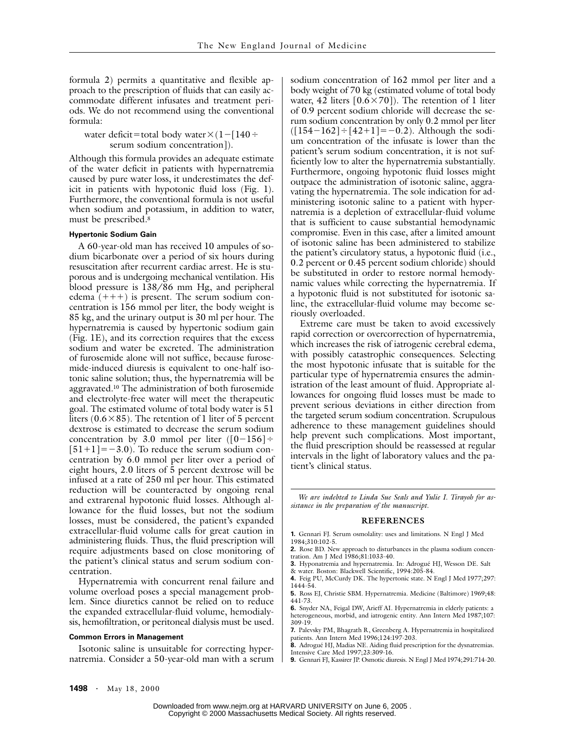formula 2) permits a quantitative and flexible approach to the prescription of fluids that can easily accommodate different infusates and treatment periods. We do not recommend using the conventional formula:

$$\text{water deficit} = \text{total body water} \times (1 - [140 \div \text{serum sodium concentration}]).$$

Although this formula provides an adequate estimate of the water deficit in patients with hypernatremia caused by pure water loss, it underestimates the deficit in patients with hypotonic fluid loss (Fig. 1). Furthermore, the conventional formula is not useful when sodium and potassium, in addition to water, must be prescribed.[8]

#### Hypertonic Sodium Gain

A 60-year-old man has received 10 ampules of sodium bicarbonate over a period of six hours during resuscitation after recurrent cardiac arrest. He is stuporous and is undergoing mechanical ventilation. His blood pressure is 138/86 mm Hg, and peripheral edema (+++) is present. The serum sodium concentration is 156 mmol per liter, the body weight is 85 kg, and the urinary output is 30 ml per hour. The hypernatremia is caused by hypertonic sodium gain (Fig. 1E), and its correction requires that the excess sodium and water be excreted. The administration of furosemide alone will not suffice, because furosemide-induced diuresis is equivalent to one-half isotonic saline solution; thus, the hypernatremia will be aggravated.[10] The administration of both furosemide and electrolyte-free water will meet the therapeutic goal. The estimated volume of total body water is 51 liters ($0.6 \times 85$). The retention of 1 liter of 5 percent dextrose is estimated to decrease the serum sodium concentration by 3.0 mmol per liter ($[0-156] \div [51+1] = -3.0$). To reduce the serum sodium concentration by 6.0 mmol per liter over a period of eight hours, 2.0 liters of 5 percent dextrose will be infused at a rate of 250 ml per hour. This estimated reduction will be counteracted by ongoing renal and extrarenal hypotonic fluid losses. Although allowance for the fluid losses, but not the sodium losses, must be considered, the patient's expanded extracellular-fluid volume calls for great caution in administering fluids. Thus, the fluid prescription will require adjustments based on close monitoring of the patient's clinical status and serum sodium concentration.

Hypernatremia with concurrent renal failure and volume overload poses a special management problem. Since diuretics cannot be relied on to reduce the expanded extracellular-fluid volume, hemodialysis, hemofiltration, or peritoneal dialysis must be used.

#### Common Errors in Management

Isotonic saline is unsuitable for correcting hypernatremia. Consider a 50-year-old man with a serum sodium concentration of 162 mmol per liter and a body weight of 70 kg (estimated volume of total body water, 42 liters [$0.6 \times 70$]). The retention of 1 liter of 0.9 percent sodium chloride will decrease the serum sodium concentration by only 0.2 mmol per liter ($[154-162] \div [42+1] = -0.2$). Although the sodium concentration of the infusate is lower than the patient's serum sodium concentration, it is not sufficiently low to alter the hypernatremia substantially. Furthermore, ongoing hypotonic fluid losses might outpace the administration of isotonic saline, aggravating the hypernatremia. The sole indication for administering isotonic saline to a patient with hypernatremia is a depletion of extracellular-fluid volume that is sufficient to cause substantial hemodynamic compromise. Even in this case, after a limited amount of isotonic saline has been administered to stabilize the patient's circulatory status, a hypotonic fluid (i.e., 0.2 percent or 0.45 percent sodium chloride) should be substituted in order to restore normal hemodynamic values while correcting the hypernatremia. If a hypotonic fluid is not substituted for isotonic saline, the extracellular-fluid volume may become seriously overloaded.

Extreme care must be taken to avoid excessively rapid correction or overcorrection of hypernatremia, which increases the risk of iatrogenic cerebral edema, with possibly catastrophic consequences. Selecting the most hypotonic infusate that is suitable for the particular type of hypernatremia ensures the administration of the least amount of fluid. Appropriate allowances for ongoing fluid losses must be made to prevent serious deviations in either direction from the targeted serum sodium concentration. Scrupulous adherence to these management guidelines should help prevent such complications. Most important, the fluid prescription should be reassessed at regular intervals in the light of laboratory values and the patient's clinical status.

*We are indebted to Linda Sue Seals and Yulie I. Tirayoh for assistance in the preparation of the manuscript.*

## REFERENCES

1. Gennari FJ. Serum osmolality: uses and limitations. N Engl J Med 1984;310:102-5.
2. Rose BD. New approach to disturbances in the plasma sodium concentration. Am J Med 1986;81:1033-40.
3. Hyponatremia and hypernatremia. In: Adrogué HJ, Wesson DE. Salt & water. Boston: Blackwell Scientific, 1994:205-84.
4. Feig PU, McCurdy DK. The hypertonic state. N Engl J Med 1977;297:1444-54.
5. Ross EJ, Christie SBM. Hypernatremia. Medicine (Baltimore) 1969;48:441-73.
6. Snyder NA, Feigal DW, Arieff AI. Hypernatremia in elderly patients: a heterogeneous, morbid, and iatrogenic entity. Ann Intern Med 1987;107:309-19.
7. Palevsky PM, Bhagrath R, Greenberg A. Hypernatremia in hospitalized patients. Ann Intern Med 1996;124:197-203.
8. Adrogué HJ, Madias NE. Aiding fluid prescription for the dysnatremias. Intensive Care Med 1997;23:309-16.
9. Gennari FJ, Kassirer JP. Osmotic diuresis. N Engl J Med 1974;291:714-20.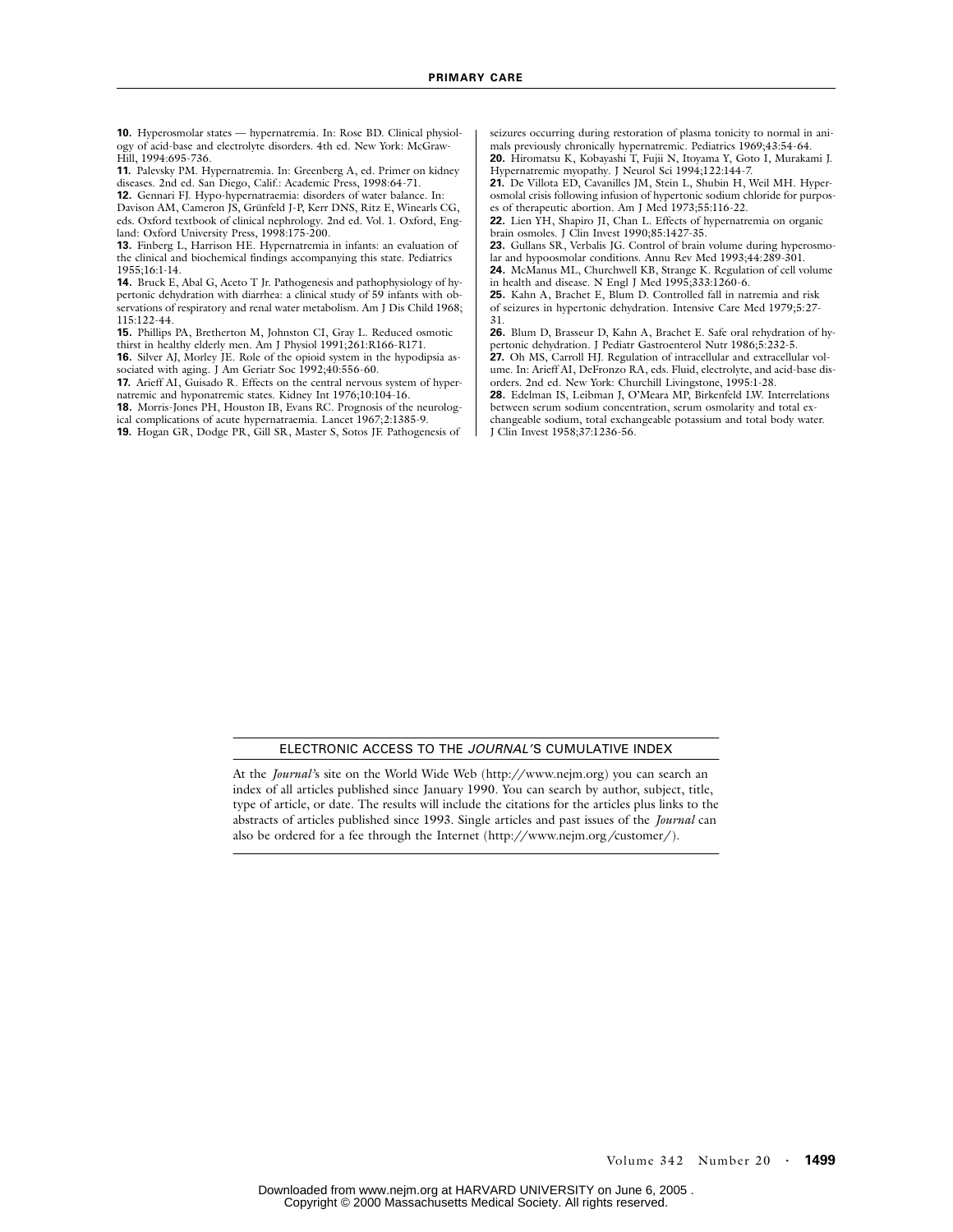**10.** Hyperosmolar states — hypernatremia. In: Rose BD. Clinical physiology of acid-base and electrolyte disorders. 4th ed. New York: McGraw-Hill, 1994:695-736.

**11.** Palevsky PM. Hypernatremia. In: Greenberg A, ed. Primer on kidney diseases. 2nd ed. San Diego, Calif.: Academic Press, 1998:64-71.

**12.** Gennari FJ. Hypo-hypernatraemia: disorders of water balance. In: Davison AM, Cameron JS, Grünfeld J-P, Kerr DNS, Ritz E, Winearls CG, eds. Oxford textbook of clinical nephrology. 2nd ed. Vol. 1. Oxford, England: Oxford University Press, 1998:175-200.

**13.** Finberg L, Harrison HE. Hypernatremia in infants: an evaluation of the clinical and biochemical findings accompanying this state. Pediatrics 1955;16:1-14.

**14.** Bruck E, Abal G, Aceto T Jr. Pathogenesis and pathophysiology of hypertonic dehydration with diarrhea: a clinical study of 59 infants with observations of respiratory and renal water metabolism. Am J Dis Child 1968; 115:122-44.

**15.** Phillips PA, Bretherton M, Johnston CI, Gray L. Reduced osmotic thirst in healthy elderly men. Am J Physiol 1991;261:R166-R171.

**16.** Silver AJ, Morley JE. Role of the opioid system in the hypodipsia associated with aging. J Am Geriatr Soc 1992;40:556-60.

**17.** Arieff AI, Guisado R. Effects on the central nervous system of hypernatremic and hyponatremic states. Kidney Int 1976;10:104-16.

**18.** Morris-Jones PH, Houston IB, Evans RC. Prognosis of the neurological complications of acute hypernatraemia. Lancet 1967;2:1385-9.

**19.** Hogan GR, Dodge PR, Gill SR, Master S, Sotos JF. Pathogenesis of seizures occurring during restoration of plasma tonicity to normal in animals previously chronically hypernatremic. Pediatrics 1969;43:54-64.

**20.** Hiromatsu K, Kobayashi T, Fujii N, Itoyama Y, Goto I, Murakami J. Hypernatremic myopathy. J Neurol Sci 1994;122:144-7.

**21.** De Villota ED, Cavanilles JM, Stein L, Shubin H, Weil MH. Hyperosmolal crisis following infusion of hypertonic sodium chloride for purposes of therapeutic abortion. Am J Med 1973;55:116-22.

**22.** Lien YH, Shapiro JI, Chan L. Effects of hypernatremia on organic brain osmoles. J Clin Invest 1990;85:1427-35.

**23.** Gullans SR, Verbalis JG. Control of brain volume during hyperosmolar and hypoosmolar conditions. Annu Rev Med 1993;44:289-301.

**24.** McManus ML, Churchwell KB, Strange K. Regulation of cell volume in health and disease. N Engl J Med 1995;333:1260-6.

**25.** Kahn A, Brachet E, Blum D. Controlled fall in natremia and risk of seizures in hypertonic dehydration. Intensive Care Med 1979;5:27-31.

**26.** Blum D, Brasseur D, Kahn A, Brachet E. Safe oral rehydration of hypertonic dehydration. J Pediatr Gastroenterol Nutr 1986;5:232-5.

**27.** Oh MS, Carroll HJ. Regulation of intracellular and extracellular volume. In: Arieff AI, DeFronzo RA, eds. Fluid, electrolyte, and acid-base disorders. 2nd ed. New York: Churchill Livingstone, 1995:1-28.

**28.** Edelman IS, Leibman J, O'Meara MP, Birkenfeld LW. Interrelations between serum sodium concentration, serum osmolarity and total exchangeable sodium, total exchangeable potassium and total body water. J Clin Invest 1958;37:1236-56.

---

ELECTRONIC ACCESS TO THE *JOURNAL*'S CUMULATIVE INDEX

At the *Journal*'s site on the World Wide Web (http://www.nejm.org) you can search an index of all articles published since January 1990. You can search by author, subject, title, type of article, or date. The results will include the citations for the articles plus links to the abstracts of articles published since 1993. Single articles and past issues of the *Journal* can also be ordered for a fee through the Internet (http://www.nejm.org/customer/).

---

Downloaded from www.nejm.org at HARVARD UNIVERSITY on June 6, 2005 .
Copyright © 2000 Massachusetts Medical Society. All rights reserved.